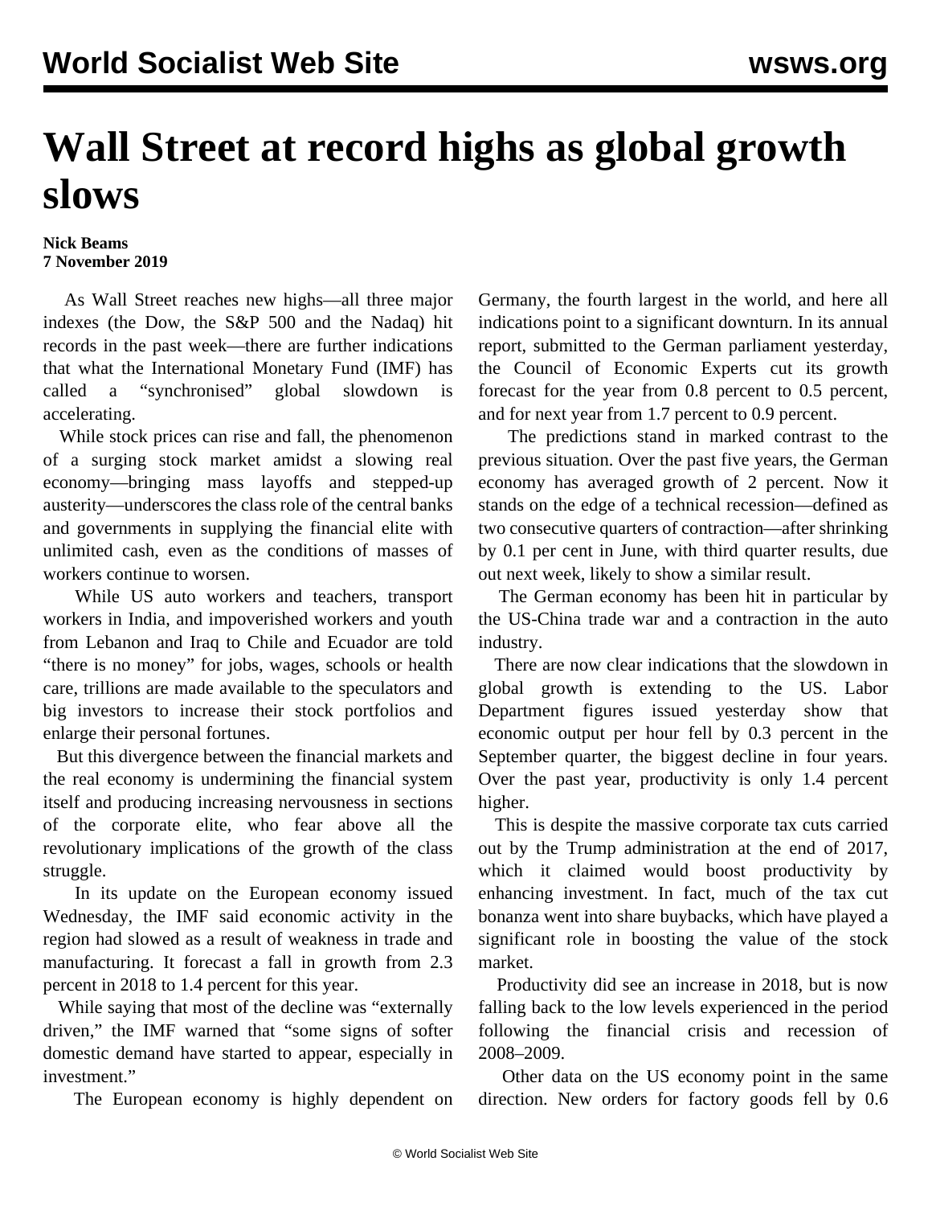# Wall Street at record highs as global growth slows

**Nick Beams**
**7 November 2019**

As Wall Street reaches new highs—all three major indexes (the Dow, the S&P 500 and the Nadaq) hit records in the past week—there are further indications that what the International Monetary Fund (IMF) has called a "synchronised" global slowdown is accelerating.

While stock prices can rise and fall, the phenomenon of a surging stock market amidst a slowing real economy—bringing mass layoffs and stepped-up austerity—underscores the class role of the central banks and governments in supplying the financial elite with unlimited cash, even as the conditions of masses of workers continue to worsen.

While US auto workers and teachers, transport workers in India, and impoverished workers and youth from Lebanon and Iraq to Chile and Ecuador are told "there is no money" for jobs, wages, schools or health care, trillions are made available to the speculators and big investors to increase their stock portfolios and enlarge their personal fortunes.

But this divergence between the financial markets and the real economy is undermining the financial system itself and producing increasing nervousness in sections of the corporate elite, who fear above all the revolutionary implications of the growth of the class struggle.

In its update on the European economy issued Wednesday, the IMF said economic activity in the region had slowed as a result of weakness in trade and manufacturing. It forecast a fall in growth from 2.3 percent in 2018 to 1.4 percent for this year.

While saying that most of the decline was "externally driven," the IMF warned that "some signs of softer domestic demand have started to appear, especially in investment."

The European economy is highly dependent on Germany, the fourth largest in the world, and here all indications point to a significant downturn. In its annual report, submitted to the German parliament yesterday, the Council of Economic Experts cut its growth forecast for the year from 0.8 percent to 0.5 percent, and for next year from 1.7 percent to 0.9 percent.

The predictions stand in marked contrast to the previous situation. Over the past five years, the German economy has averaged growth of 2 percent. Now it stands on the edge of a technical recession—defined as two consecutive quarters of contraction—after shrinking by 0.1 per cent in June, with third quarter results, due out next week, likely to show a similar result.

The German economy has been hit in particular by the US-China trade war and a contraction in the auto industry.

There are now clear indications that the slowdown in global growth is extending to the US. Labor Department figures issued yesterday show that economic output per hour fell by 0.3 percent in the September quarter, the biggest decline in four years. Over the past year, productivity is only 1.4 percent higher.

This is despite the massive corporate tax cuts carried out by the Trump administration at the end of 2017, which it claimed would boost productivity by enhancing investment. In fact, much of the tax cut bonanza went into share buybacks, which have played a significant role in boosting the value of the stock market.

Productivity did see an increase in 2018, but is now falling back to the low levels experienced in the period following the financial crisis and recession of 2008–2009.

Other data on the US economy point in the same direction. New orders for factory goods fell by 0.6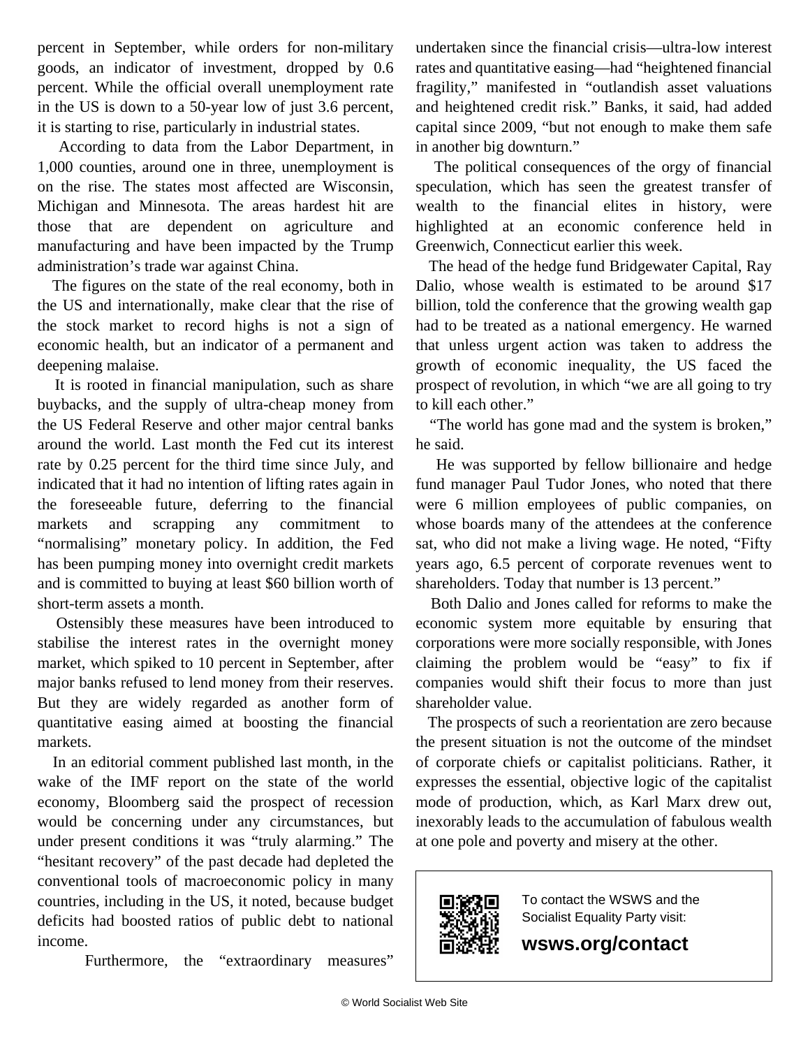percent in September, while orders for non-military goods, an indicator of investment, dropped by 0.6 percent. While the official overall unemployment rate in the US is down to a 50-year low of just 3.6 percent, it is starting to rise, particularly in industrial states.

According to data from the Labor Department, in 1,000 counties, around one in three, unemployment is on the rise. The states most affected are Wisconsin, Michigan and Minnesota. The areas hardest hit are those that are dependent on agriculture and manufacturing and have been impacted by the Trump administration's trade war against China.

The figures on the state of the real economy, both in the US and internationally, make clear that the rise of the stock market to record highs is not a sign of economic health, but an indicator of a permanent and deepening malaise.

It is rooted in financial manipulation, such as share buybacks, and the supply of ultra-cheap money from the US Federal Reserve and other major central banks around the world. Last month the Fed cut its interest rate by 0.25 percent for the third time since July, and indicated that it had no intention of lifting rates again in the foreseeable future, deferring to the financial markets and scrapping any commitment to "normalising" monetary policy. In addition, the Fed has been pumping money into overnight credit markets and is committed to buying at least $60 billion worth of short-term assets a month.

Ostensibly these measures have been introduced to stabilise the interest rates in the overnight money market, which spiked to 10 percent in September, after major banks refused to lend money from their reserves. But they are widely regarded as another form of quantitative easing aimed at boosting the financial markets.

In an editorial comment published last month, in the wake of the IMF report on the state of the world economy, Bloomberg said the prospect of recession would be concerning under any circumstances, but under present conditions it was "truly alarming." The "hesitant recovery" of the past decade had depleted the conventional tools of macroeconomic policy in many countries, including in the US, it noted, because budget deficits had boosted ratios of public debt to national income.

Furthermore, the "extraordinary measures" undertaken since the financial crisis—ultra-low interest rates and quantitative easing—had "heightened financial fragility," manifested in "outlandish asset valuations and heightened credit risk." Banks, it said, had added capital since 2009, "but not enough to make them safe in another big downturn."

The political consequences of the orgy of financial speculation, which has seen the greatest transfer of wealth to the financial elites in history, were highlighted at an economic conference held in Greenwich, Connecticut earlier this week.

The head of the hedge fund Bridgewater Capital, Ray Dalio, whose wealth is estimated to be around $17 billion, told the conference that the growing wealth gap had to be treated as a national emergency. He warned that unless urgent action was taken to address the growth of economic inequality, the US faced the prospect of revolution, in which "we are all going to try to kill each other."

"The world has gone mad and the system is broken," he said.

He was supported by fellow billionaire and hedge fund manager Paul Tudor Jones, who noted that there were 6 million employees of public companies, on whose boards many of the attendees at the conference sat, who did not make a living wage. He noted, "Fifty years ago, 6.5 percent of corporate revenues went to shareholders. Today that number is 13 percent."

Both Dalio and Jones called for reforms to make the economic system more equitable by ensuring that corporations were more socially responsible, with Jones claiming the problem would be "easy" to fix if companies would shift their focus to more than just shareholder value.

The prospects of such a reorientation are zero because the present situation is not the outcome of the mindset of corporate chiefs or capitalist politicians. Rather, it expresses the essential, objective logic of the capitalist mode of production, which, as Karl Marx drew out, inexorably leads to the accumulation of fabulous wealth at one pole and poverty and misery at the other.

To contact the WSWS and the Socialist Equality Party visit:

**wsws.org/contact**